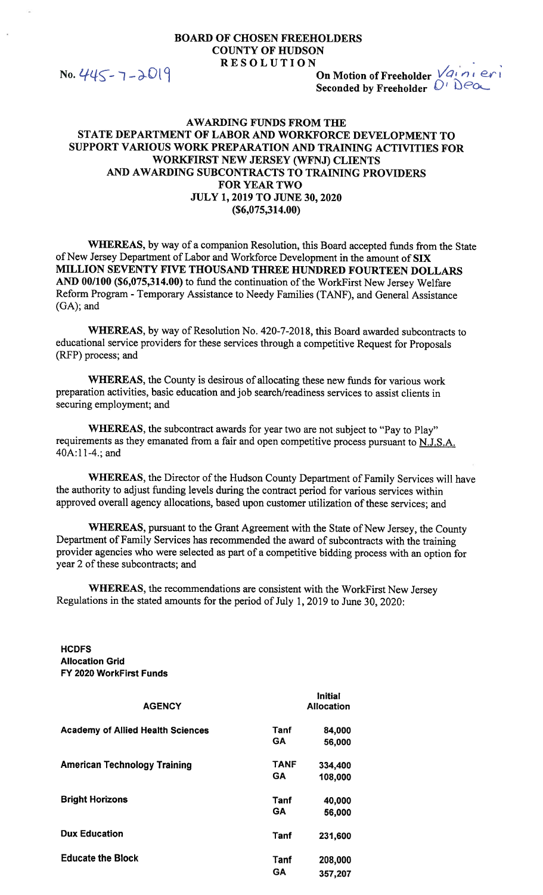**BOARD OF CHOSEN FREEHOLDERS**
**COUNTY OF HUDSON**
**RESOLUTION**

No. 445-7-2019

**On Motion of Freeholder** Vainieri
**Seconded by Freeholder** O'Dea

**AWARDING FUNDS FROM THE STATE DEPARTMENT OF LABOR AND WORKFORCE DEVELOPMENT TO SUPPORT VARIOUS WORK PREPARATION AND TRAINING ACTIVITIES FOR WORKFIRST NEW JERSEY (WFNJ) CLIENTS AND AWARDING SUBCONTRACTS TO TRAINING PROVIDERS FOR YEAR TWO JULY 1, 2019 TO JUNE 30, 2020 ($6,075,314.00)**

**WHEREAS,** by way of a companion Resolution, this Board accepted funds from the State of New Jersey Department of Labor and Workforce Development in the amount of **SIX MILLION SEVENTY FIVE THOUSAND THREE HUNDRED FOURTEEN DOLLARS AND 00/100 ($6,075,314.00)** to fund the continuation of the WorkFirst New Jersey Welfare Reform Program - Temporary Assistance to Needy Families (TANF), and General Assistance (GA); and

**WHEREAS,** by way of Resolution No. 420-7-2018, this Board awarded subcontracts to educational service providers for these services through a competitive Request for Proposals (RFP) process; and

**WHEREAS,** the County is desirous of allocating these new funds for various work preparation activities, basic education and job search/readiness services to assist clients in securing employment; and

**WHEREAS,** the subcontract awards for year two are not subject to "Pay to Play" requirements as they emanated from a fair and open competitive process pursuant to N.J.S.A. 40A:11-4.; and

**WHEREAS,** the Director of the Hudson County Department of Family Services will have the authority to adjust funding levels during the contract period for various services within approved overall agency allocations, based upon customer utilization of these services; and

**WHEREAS,** pursuant to the Grant Agreement with the State of New Jersey, the County Department of Family Services has recommended the award of subcontracts with the training provider agencies who were selected as part of a competitive bidding process with an option for year 2 of these subcontracts; and

**WHEREAS,** the recommendations are consistent with the WorkFirst New Jersey Regulations in the stated amounts for the period of July 1, 2019 to June 30, 2020:

**HCDFS**
**Allocation Grid**
**FY 2020 WorkFirst Funds**

| AGENCY | | Initial Allocation |
|---|---|---|
| Academy of Allied Health Sciences | Tanf | 84,000 |
| | GA | 56,000 |
| American Technology Training | TANF | 334,400 |
| | GA | 108,000 |
| Bright Horizons | Tanf | 40,000 |
| | GA | 56,000 |
| Dux Education | Tanf | 231,600 |
| Educate the Block | Tanf | 208,000 |
| | GA | 357,207 |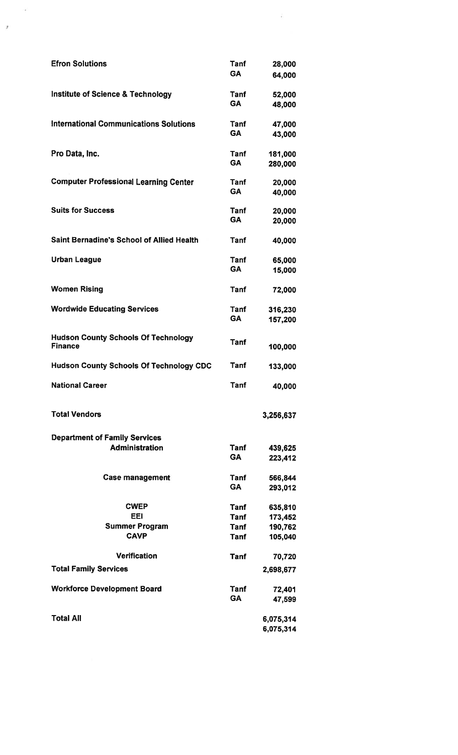| | | |
|---|---|---|
| **Efron Solutions** | **Tanf** | **28,000** |
| | **GA** | **64,000** |
| **Institute of Science & Technology** | **Tanf** | **52,000** |
| | **GA** | **48,000** |
| **International Communications Solutions** | **Tanf** | **47,000** |
| | **GA** | **43,000** |
| **Pro Data, Inc.** | **Tanf** | **181,000** |
| | **GA** | **280,000** |
| **Computer Professional Learning Center** | **Tanf** | **20,000** |
| | **GA** | **40,000** |
| **Suits for Success** | **Tanf** | **20,000** |
| | **GA** | **20,000** |
| **Saint Bernadine's School of Allied Health** | **Tanf** | **40,000** |
| **Urban League** | **Tanf** | **65,000** |
| | **GA** | **15,000** |
| **Women Rising** | **Tanf** | **72,000** |
| **Wordwide Educating Services** | **Tanf** | **316,230** |
| | **GA** | **157,200** |
| **Hudson County Schools Of Technology Finance** | **Tanf** | **100,000** |
| **Hudson County Schools Of Technology CDC** | **Tanf** | **133,000** |
| **National Career** | **Tanf** | **40,000** |
| **Total Vendors** | | **3,256,637** |
| **Department of Family Services** | | |
| **Administration** | **Tanf** | **439,625** |
| | **GA** | **223,412** |
| **Case management** | **Tanf** | **566,844** |
| | **GA** | **293,012** |
| **CWEP** | **Tanf** | **635,810** |
| **EEI** | **Tanf** | **173,452** |
| **Summer Program** | **Tanf** | **190,762** |
| **CAVP** | **Tanf** | **105,040** |
| **Verification** | **Tanf** | **70,720** |
| **Total Family Services** | | **2,698,677** |
| **Workforce Development Board** | **Tanf** | **72,401** |
| | **GA** | **47,599** |
| **Total All** | | **6,075,314** |
| | | **6,075,314** |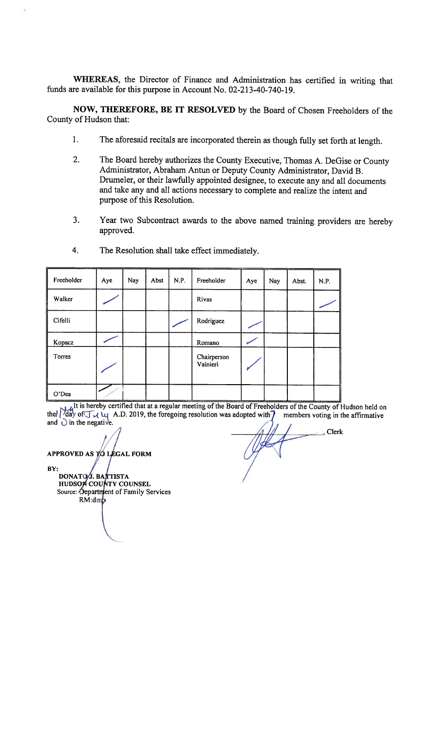**WHEREAS,** the Director of Finance and Administration has certified in writing that funds are available for this purpose in Account No. 02-213-40-740-19.

**NOW, THEREFORE, BE IT RESOLVED** by the Board of Chosen Freeholders of the County of Hudson that:

1. The aforesaid recitals are incorporated therein as though fully set forth at length.
2. The Board hereby authorizes the County Executive, Thomas A. DeGise or County Administrator, Abraham Antun or Deputy County Administrator, David B. Drumeler, or their lawfully appointed designee, to execute any and all documents and take any and all actions necessary to complete and realize the intent and purpose of this Resolution.
3. Year two Subcontract awards to the above named training providers are hereby approved.
4. The Resolution shall take effect immediately.

| Freeholder | Aye | Nay | Abst | N.P. | Freeholder | Aye | Nay | Abst. | N.P. |
|---|---|---|---|---|---|---|---|---|---|
| Walker | ✓ | | | | Rivas | | | | ✓ |
| Cifelli | | | | ✓ | Rodriguez | ✓ | | | |
| Kopacz | ✓ | | | | Romano | ✓ | | | |
| Torres | ✓ | | | | Chairperson Vainieri | ✓ | | | |
| O'Dea | ✓ | | | | | | | | |

It is hereby certified that at a regular meeting of the Board of Freeholders of the County of Hudson held on the 11th day of July A.D. 2019, the foregoing resolution was adopted with 7 members voting in the affirmative and 0 in the negative.

_______________, Clerk

**APPROVED AS TO LEGAL FORM**

**BY:**
**DONATO J. BATTISTA**
**HUDSON COUNTY COUNSEL**
Source: Department of Family Services
RM:dmb